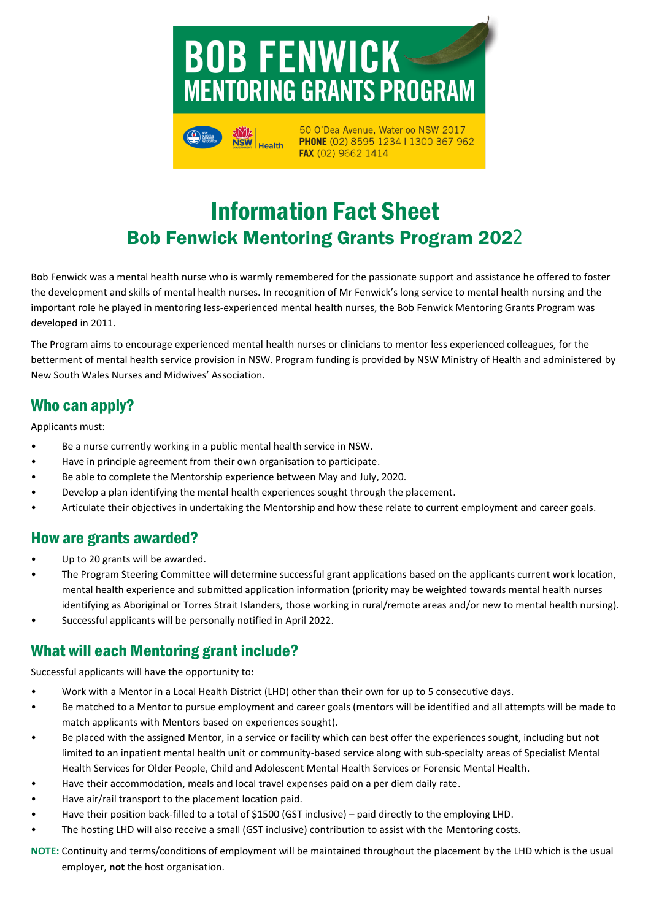# BOB FENWICK MENTORING GRANTS PROGRAM

50 O'Dea Avenue, Waterloo NSW 2017
**PHONE** (02) 8595 1234 I 1300 367 962
**FAX** (02) 9662 1414

# Information Fact Sheet

## Bob Fenwick Mentoring Grants Program 2022

Bob Fenwick was a mental health nurse who is warmly remembered for the passionate support and assistance he offered to foster the development and skills of mental health nurses. In recognition of Mr Fenwick's long service to mental health nursing and the important role he played in mentoring less-experienced mental health nurses, the Bob Fenwick Mentoring Grants Program was developed in 2011.

The Program aims to encourage experienced mental health nurses or clinicians to mentor less experienced colleagues, for the betterment of mental health service provision in NSW. Program funding is provided by NSW Ministry of Health and administered by New South Wales Nurses and Midwives' Association.

## Who can apply?

Applicants must:

- Be a nurse currently working in a public mental health service in NSW.
- Have in principle agreement from their own organisation to participate.
- Be able to complete the Mentorship experience between May and July, 2020.
- Develop a plan identifying the mental health experiences sought through the placement.
- Articulate their objectives in undertaking the Mentorship and how these relate to current employment and career goals.

## How are grants awarded?

- Up to 20 grants will be awarded.
- The Program Steering Committee will determine successful grant applications based on the applicants current work location, mental health experience and submitted application information (priority may be weighted towards mental health nurses identifying as Aboriginal or Torres Strait Islanders, those working in rural/remote areas and/or new to mental health nursing).
- Successful applicants will be personally notified in April 2022.

## What will each Mentoring grant include?

Successful applicants will have the opportunity to:

- Work with a Mentor in a Local Health District (LHD) other than their own for up to 5 consecutive days.
- Be matched to a Mentor to pursue employment and career goals (mentors will be identified and all attempts will be made to match applicants with Mentors based on experiences sought).
- Be placed with the assigned Mentor, in a service or facility which can best offer the experiences sought, including but not limited to an inpatient mental health unit or community-based service along with sub-specialty areas of Specialist Mental Health Services for Older People, Child and Adolescent Mental Health Services or Forensic Mental Health.
- Have their accommodation, meals and local travel expenses paid on a per diem daily rate.
- Have air/rail transport to the placement location paid.
- Have their position back-filled to a total of $1500 (GST inclusive) – paid directly to the employing LHD.
- The hosting LHD will also receive a small (GST inclusive) contribution to assist with the Mentoring costs.

**NOTE:** Continuity and terms/conditions of employment will be maintained throughout the placement by the LHD which is the usual employer, **not** the host organisation.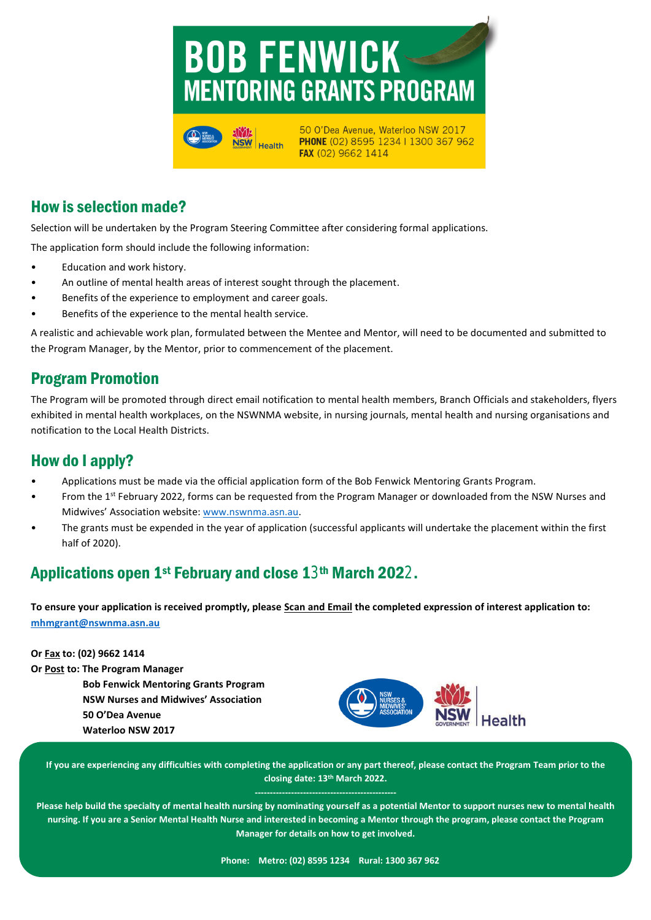# BOB FENWICK MENTORING GRANTS PROGRAM

50 O'Dea Avenue, Waterloo NSW 2017
**PHONE** (02) 8595 1234 I 1300 367 962
**FAX** (02) 9662 1414

## How is selection made?

Selection will be undertaken by the Program Steering Committee after considering formal applications.

The application form should include the following information:

- Education and work history.
- An outline of mental health areas of interest sought through the placement.
- Benefits of the experience to employment and career goals.
- Benefits of the experience to the mental health service.

A realistic and achievable work plan, formulated between the Mentee and Mentor, will need to be documented and submitted to the Program Manager, by the Mentor, prior to commencement of the placement.

## Program Promotion

The Program will be promoted through direct email notification to mental health members, Branch Officials and stakeholders, flyers exhibited in mental health workplaces, on the NSWNMA website, in nursing journals, mental health and nursing organisations and notification to the Local Health Districts.

## How do I apply?

- Applications must be made via the official application form of the Bob Fenwick Mentoring Grants Program.
- From the 1st February 2022, forms can be requested from the Program Manager or downloaded from the NSW Nurses and Midwives' Association website: www.nswnma.asn.au.
- The grants must be expended in the year of application (successful applicants will undertake the placement within the first half of 2020).

## Applications open 1st February and close 13th March 2022.

**To ensure your application is received promptly, please Scan and Email the completed expression of interest application to: mhmgrant@nswnma.asn.au**

**Or Fax to: (02) 9662 1414**
**Or Post to: The Program Manager**
**Bob Fenwick Mentoring Grants Program**
**NSW Nurses and Midwives' Association**
**50 O'Dea Avenue**
**Waterloo NSW 2017**

**If you are experiencing any difficulties with completing the application or any part thereof, please contact the Program Team prior to the closing date: 13th March 2022.**

---

**Please help build the specialty of mental health nursing by nominating yourself as a potential Mentor to support nurses new to mental health nursing. If you are a Senior Mental Health Nurse and interested in becoming a Mentor through the program, please contact the Program Manager for details on how to get involved.**

**Phone: Metro: (02) 8595 1234 Rural: 1300 367 962**